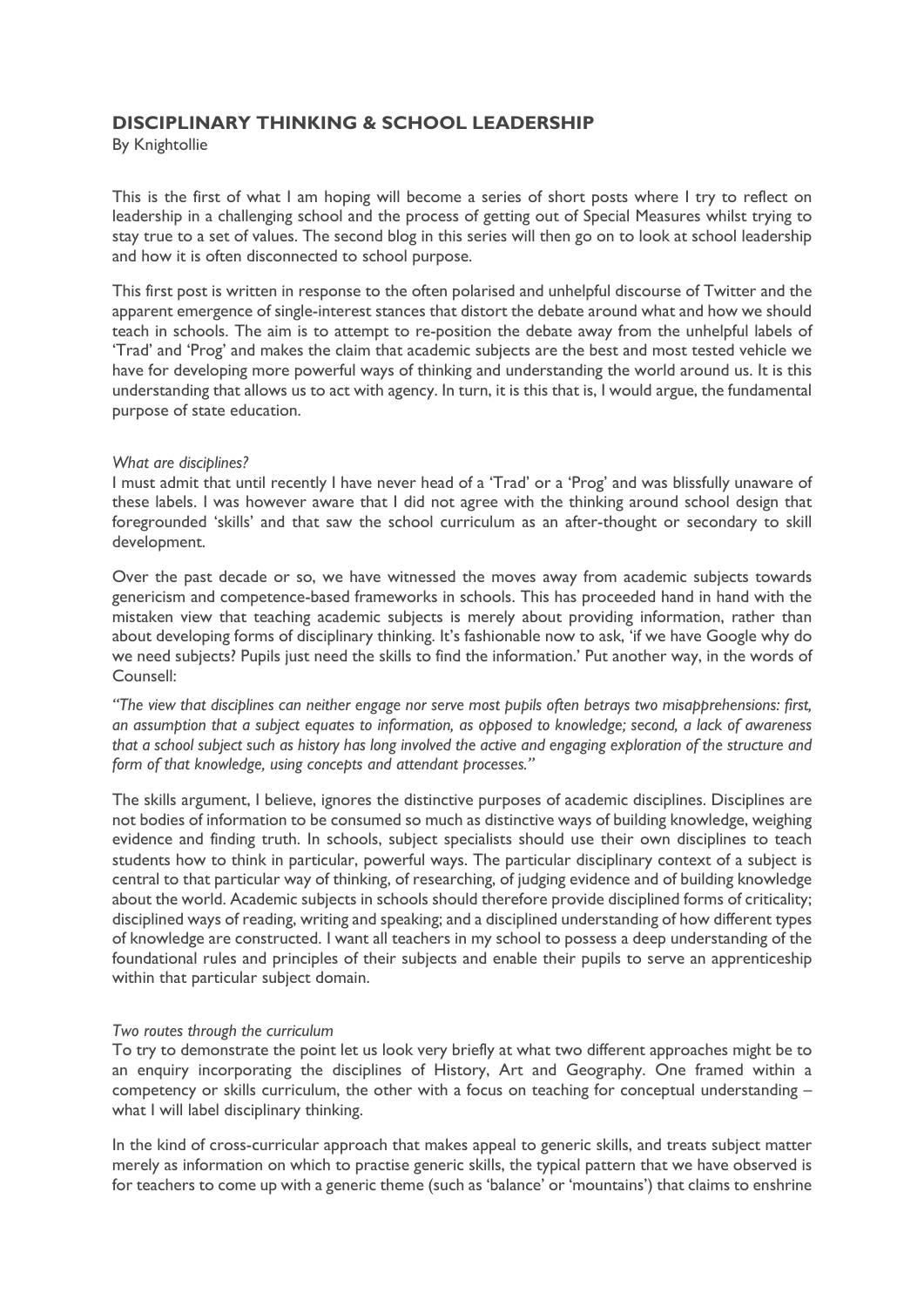# DISCIPLINARY THINKING & SCHOOL LEADERSHIP

By Knightollie

This is the first of what I am hoping will become a series of short posts where I try to reflect on leadership in a challenging school and the process of getting out of Special Measures whilst trying to stay true to a set of values. The second blog in this series will then go on to look at school leadership and how it is often disconnected to school purpose.

This first post is written in response to the often polarised and unhelpful discourse of Twitter and the apparent emergence of single-interest stances that distort the debate around what and how we should teach in schools. The aim is to attempt to re-position the debate away from the unhelpful labels of 'Trad' and 'Prog' and makes the claim that academic subjects are the best and most tested vehicle we have for developing more powerful ways of thinking and understanding the world around us. It is this understanding that allows us to act with agency. In turn, it is this that is, I would argue, the fundamental purpose of state education.

*What are disciplines?*

I must admit that until recently I have never head of a 'Trad' or a 'Prog' and was blissfully unaware of these labels. I was however aware that I did not agree with the thinking around school design that foregrounded 'skills' and that saw the school curriculum as an after-thought or secondary to skill development.

Over the past decade or so, we have witnessed the moves away from academic subjects towards genericism and competence-based frameworks in schools. This has proceeded hand in hand with the mistaken view that teaching academic subjects is merely about providing information, rather than about developing forms of disciplinary thinking. It's fashionable now to ask, 'if we have Google why do we need subjects? Pupils just need the skills to find the information.' Put another way, in the words of Counsell:

*"The view that disciplines can neither engage nor serve most pupils often betrays two misapprehensions: first, an assumption that a subject equates to information, as opposed to knowledge; second, a lack of awareness that a school subject such as history has long involved the active and engaging exploration of the structure and form of that knowledge, using concepts and attendant processes."*

The skills argument, I believe, ignores the distinctive purposes of academic disciplines. Disciplines are not bodies of information to be consumed so much as distinctive ways of building knowledge, weighing evidence and finding truth. In schools, subject specialists should use their own disciplines to teach students how to think in particular, powerful ways. The particular disciplinary context of a subject is central to that particular way of thinking, of researching, of judging evidence and of building knowledge about the world. Academic subjects in schools should therefore provide disciplined forms of criticality; disciplined ways of reading, writing and speaking; and a disciplined understanding of how different types of knowledge are constructed. I want all teachers in my school to possess a deep understanding of the foundational rules and principles of their subjects and enable their pupils to serve an apprenticeship within that particular subject domain.

*Two routes through the curriculum*

To try to demonstrate the point let us look very briefly at what two different approaches might be to an enquiry incorporating the disciplines of History, Art and Geography. One framed within a competency or skills curriculum, the other with a focus on teaching for conceptual understanding – what I will label disciplinary thinking.

In the kind of cross-curricular approach that makes appeal to generic skills, and treats subject matter merely as information on which to practise generic skills, the typical pattern that we have observed is for teachers to come up with a generic theme (such as 'balance' or 'mountains') that claims to enshrine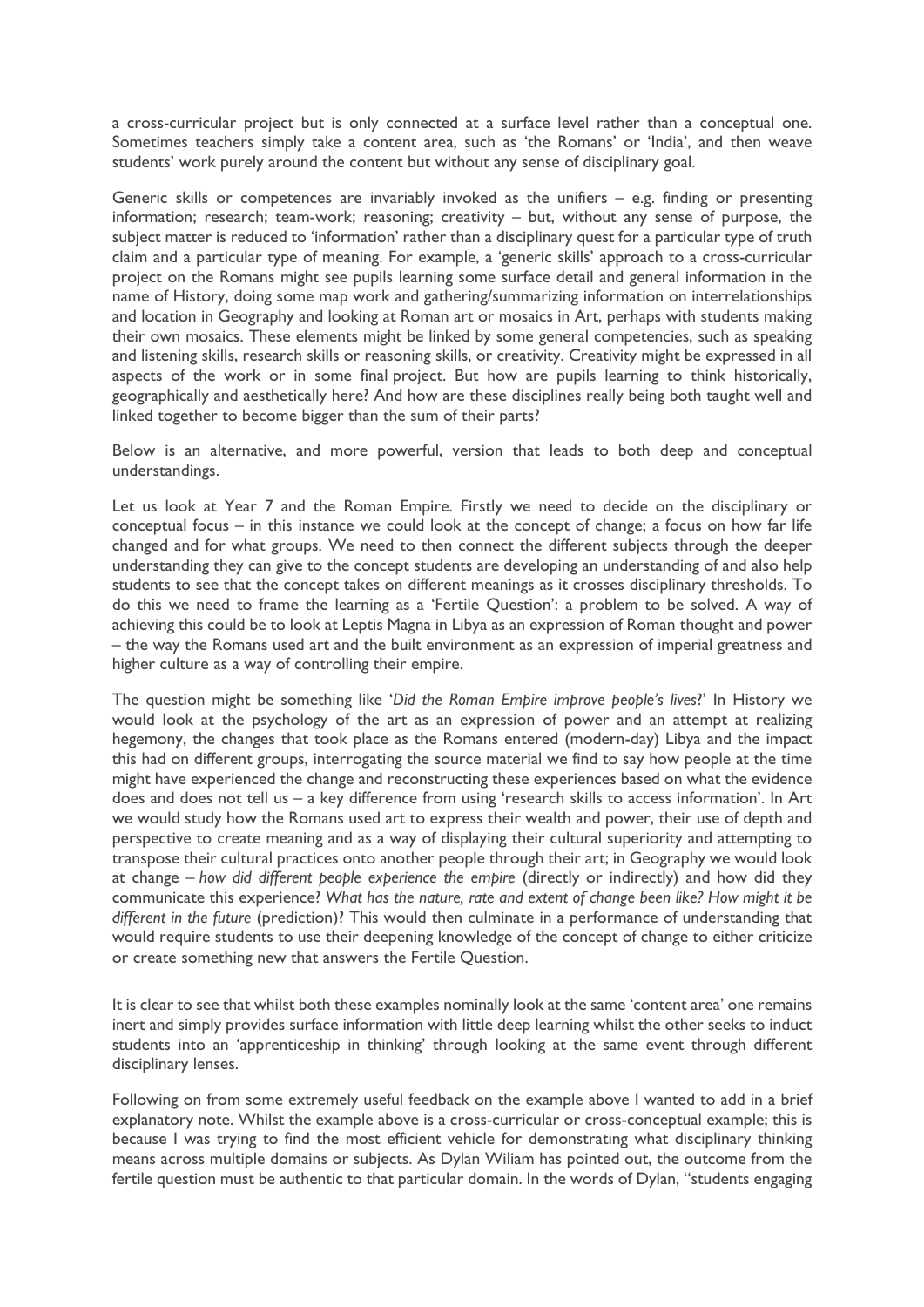a cross-curricular project but is only connected at a surface level rather than a conceptual one. Sometimes teachers simply take a content area, such as 'the Romans' or 'India', and then weave students' work purely around the content but without any sense of disciplinary goal.

Generic skills or competences are invariably invoked as the unifiers – e.g. finding or presenting information; research; team-work; reasoning; creativity – but, without any sense of purpose, the subject matter is reduced to 'information' rather than a disciplinary quest for a particular type of truth claim and a particular type of meaning. For example, a 'generic skills' approach to a cross-curricular project on the Romans might see pupils learning some surface detail and general information in the name of History, doing some map work and gathering/summarizing information on interrelationships and location in Geography and looking at Roman art or mosaics in Art, perhaps with students making their own mosaics. These elements might be linked by some general competencies, such as speaking and listening skills, research skills or reasoning skills, or creativity. Creativity might be expressed in all aspects of the work or in some final project. But how are pupils learning to think historically, geographically and aesthetically here? And how are these disciplines really being both taught well and linked together to become bigger than the sum of their parts?

Below is an alternative, and more powerful, version that leads to both deep and conceptual understandings.

Let us look at Year 7 and the Roman Empire. Firstly we need to decide on the disciplinary or conceptual focus – in this instance we could look at the concept of change; a focus on how far life changed and for what groups. We need to then connect the different subjects through the deeper understanding they can give to the concept students are developing an understanding of and also help students to see that the concept takes on different meanings as it crosses disciplinary thresholds. To do this we need to frame the learning as a 'Fertile Question': a problem to be solved. A way of achieving this could be to look at Leptis Magna in Libya as an expression of Roman thought and power – the way the Romans used art and the built environment as an expression of imperial greatness and higher culture as a way of controlling their empire.

The question might be something like '*Did the Roman Empire improve people's lives?*' In History we would look at the psychology of the art as an expression of power and an attempt at realizing hegemony, the changes that took place as the Romans entered (modern-day) Libya and the impact this had on different groups, interrogating the source material we find to say how people at the time might have experienced the change and reconstructing these experiences based on what the evidence does and does not tell us – a key difference from using 'research skills to access information'. In Art we would study how the Romans used art to express their wealth and power, their use of depth and perspective to create meaning and as a way of displaying their cultural superiority and attempting to transpose their cultural practices onto another people through their art; in Geography we would look at change – *how did different people experience the empire* (directly or indirectly) and how did they communicate this experience? *What has the nature, rate and extent of change been like? How might it be different in the future* (prediction)? This would then culminate in a performance of understanding that would require students to use their deepening knowledge of the concept of change to either criticize or create something new that answers the Fertile Question.

It is clear to see that whilst both these examples nominally look at the same 'content area' one remains inert and simply provides surface information with little deep learning whilst the other seeks to induct students into an 'apprenticeship in thinking' through looking at the same event through different disciplinary lenses.

Following on from some extremely useful feedback on the example above I wanted to add in a brief explanatory note. Whilst the example above is a cross-curricular or cross-conceptual example; this is because I was trying to find the most efficient vehicle for demonstrating what disciplinary thinking means across multiple domains or subjects. As Dylan Wiliam has pointed out, the outcome from the fertile question must be authentic to that particular domain. In the words of Dylan, "students engaging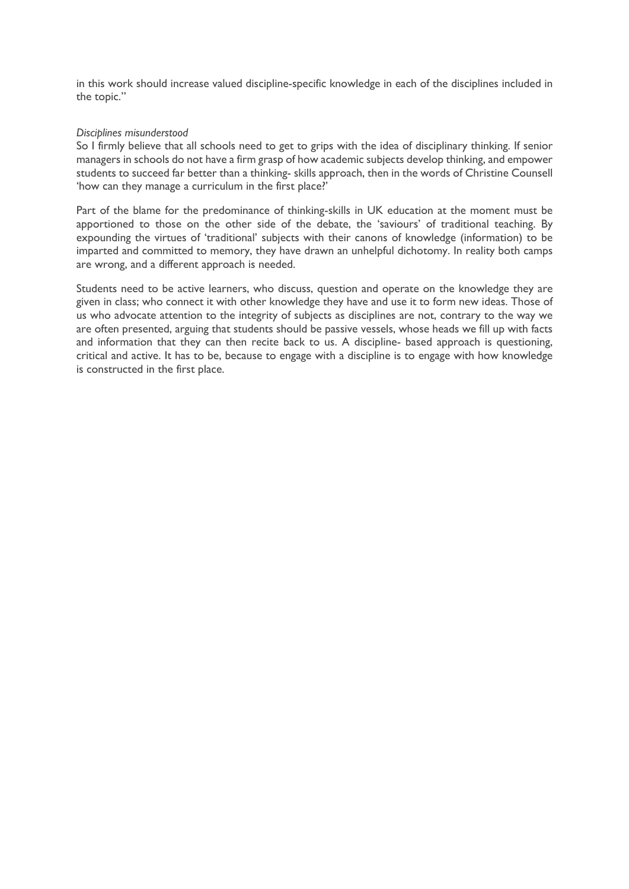in this work should increase valued discipline-specific knowledge in each of the disciplines included in the topic."

*Disciplines misunderstood*

So I firmly believe that all schools need to get to grips with the idea of disciplinary thinking. If senior managers in schools do not have a firm grasp of how academic subjects develop thinking, and empower students to succeed far better than a thinking- skills approach, then in the words of Christine Counsell 'how can they manage a curriculum in the first place?'

Part of the blame for the predominance of thinking-skills in UK education at the moment must be apportioned to those on the other side of the debate, the 'saviours' of traditional teaching. By expounding the virtues of 'traditional' subjects with their canons of knowledge (information) to be imparted and committed to memory, they have drawn an unhelpful dichotomy. In reality both camps are wrong, and a different approach is needed.

Students need to be active learners, who discuss, question and operate on the knowledge they are given in class; who connect it with other knowledge they have and use it to form new ideas. Those of us who advocate attention to the integrity of subjects as disciplines are not, contrary to the way we are often presented, arguing that students should be passive vessels, whose heads we fill up with facts and information that they can then recite back to us. A discipline- based approach is questioning, critical and active. It has to be, because to engage with a discipline is to engage with how knowledge is constructed in the first place.